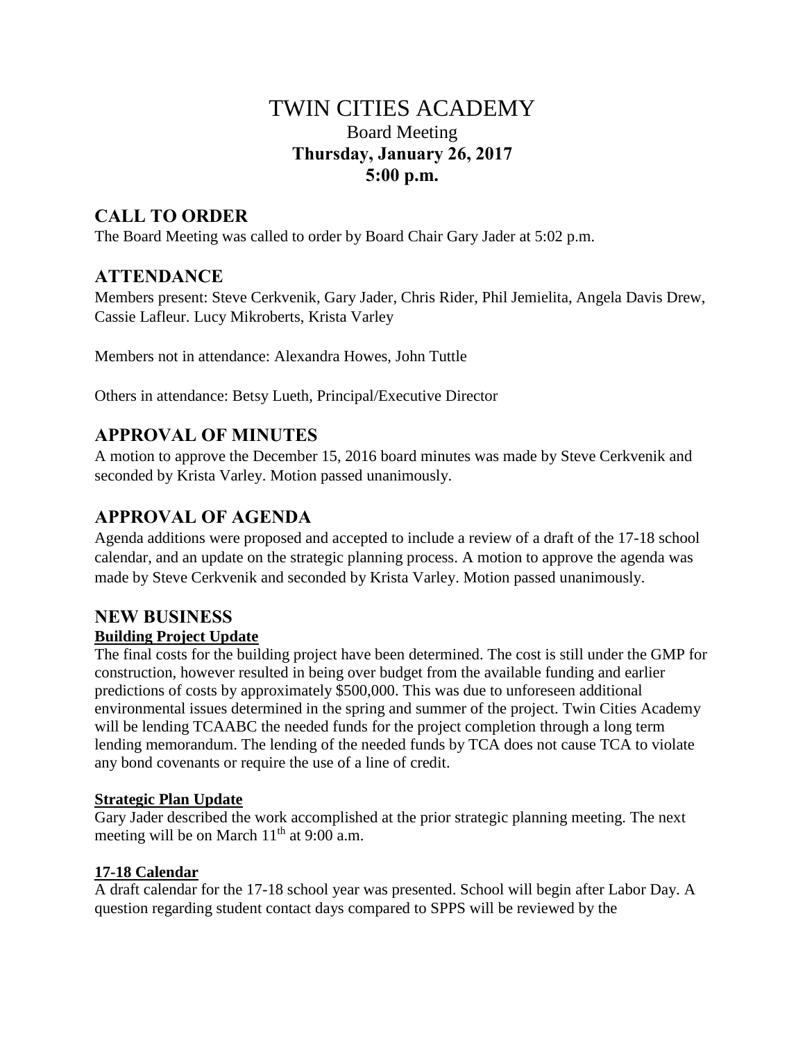# TWIN CITIES ACADEMY

## Board Meeting

## **Thursday, January 26, 2017**

## **5:00 p.m.**

## CALL TO ORDER

The Board Meeting was called to order by Board Chair Gary Jader at 5:02 p.m.

## ATTENDANCE

Members present: Steve Cerkvenik, Gary Jader, Chris Rider, Phil Jemielita, Angela Davis Drew, Cassie Lafleur. Lucy Mikroberts, Krista Varley

Members not in attendance: Alexandra Howes, John Tuttle

Others in attendance: Betsy Lueth, Principal/Executive Director

## APPROVAL OF MINUTES

A motion to approve the December 15, 2016 board minutes was made by Steve Cerkvenik and seconded by Krista Varley. Motion passed unanimously.

## APPROVAL OF AGENDA

Agenda additions were proposed and accepted to include a review of a draft of the 17-18 school calendar, and an update on the strategic planning process. A motion to approve the agenda was made by Steve Cerkvenik and seconded by Krista Varley. Motion passed unanimously.

## NEW BUSINESS

### Building Project Update

The final costs for the building project have been determined. The cost is still under the GMP for construction, however resulted in being over budget from the available funding and earlier predictions of costs by approximately $500,000. This was due to unforeseen additional environmental issues determined in the spring and summer of the project. Twin Cities Academy will be lending TCAABC the needed funds for the project completion through a long term lending memorandum. The lending of the needed funds by TCA does not cause TCA to violate any bond covenants or require the use of a line of credit.

### Strategic Plan Update

Gary Jader described the work accomplished at the prior strategic planning meeting. The next meeting will be on March 11th at 9:00 a.m.

### 17-18 Calendar

A draft calendar for the 17-18 school year was presented. School will begin after Labor Day. A question regarding student contact days compared to SPPS will be reviewed by the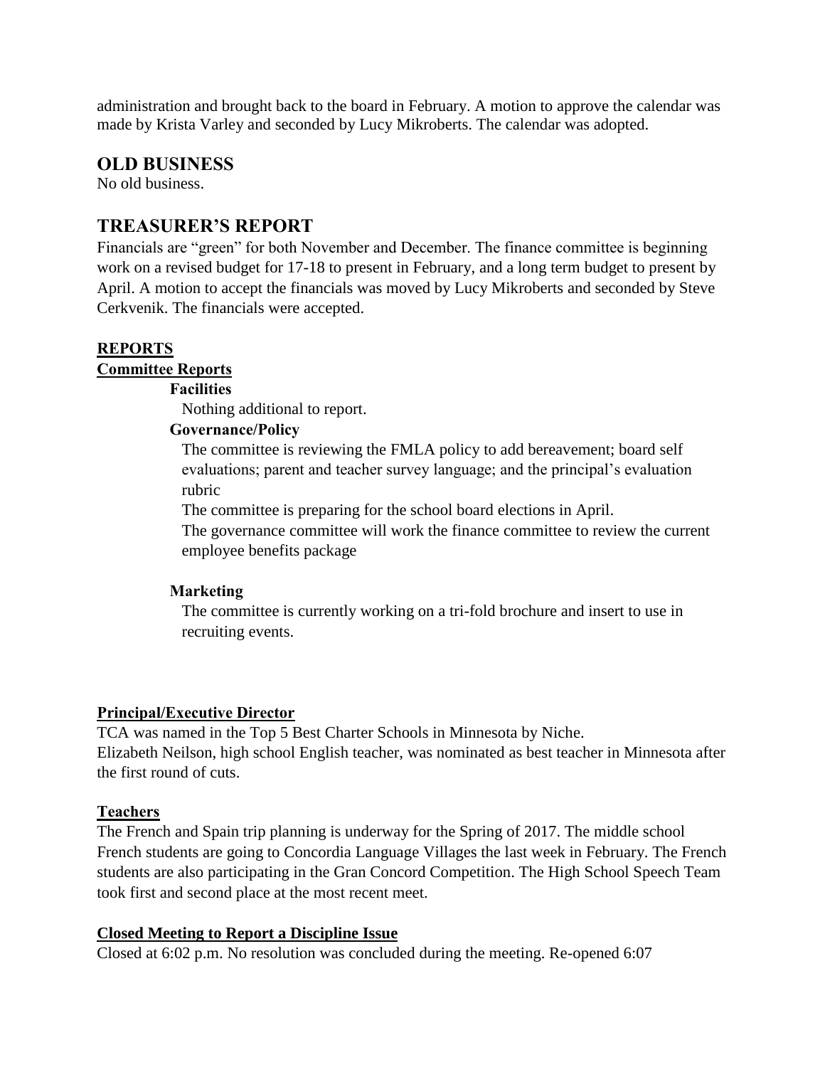administration and brought back to the board in February. A motion to approve the calendar was made by Krista Varley and seconded by Lucy Mikroberts. The calendar was adopted.

## OLD BUSINESS

No old business.

## TREASURER'S REPORT

Financials are "green" for both November and December. The finance committee is beginning work on a revised budget for 17-18 to present in February, and a long term budget to present by April. A motion to accept the financials was moved by Lucy Mikroberts and seconded by Steve Cerkvenik. The financials were accepted.

### REPORTS

#### Committee Reports

**Facilities**

Nothing additional to report.

**Governance/Policy**

The committee is reviewing the FMLA policy to add bereavement; board self evaluations; parent and teacher survey language; and the principal's evaluation rubric

The committee is preparing for the school board elections in April.

The governance committee will work the finance committee to review the current employee benefits package

**Marketing**

The committee is currently working on a tri-fold brochure and insert to use in recruiting events.

#### Principal/Executive Director

TCA was named in the Top 5 Best Charter Schools in Minnesota by Niche.
Elizabeth Neilson, high school English teacher, was nominated as best teacher in Minnesota after the first round of cuts.

#### Teachers

The French and Spain trip planning is underway for the Spring of 2017. The middle school French students are going to Concordia Language Villages the last week in February. The French students are also participating in the Gran Concord Competition. The High School Speech Team took first and second place at the most recent meet.

#### Closed Meeting to Report a Discipline Issue

Closed at 6:02 p.m. No resolution was concluded during the meeting. Re-opened 6:07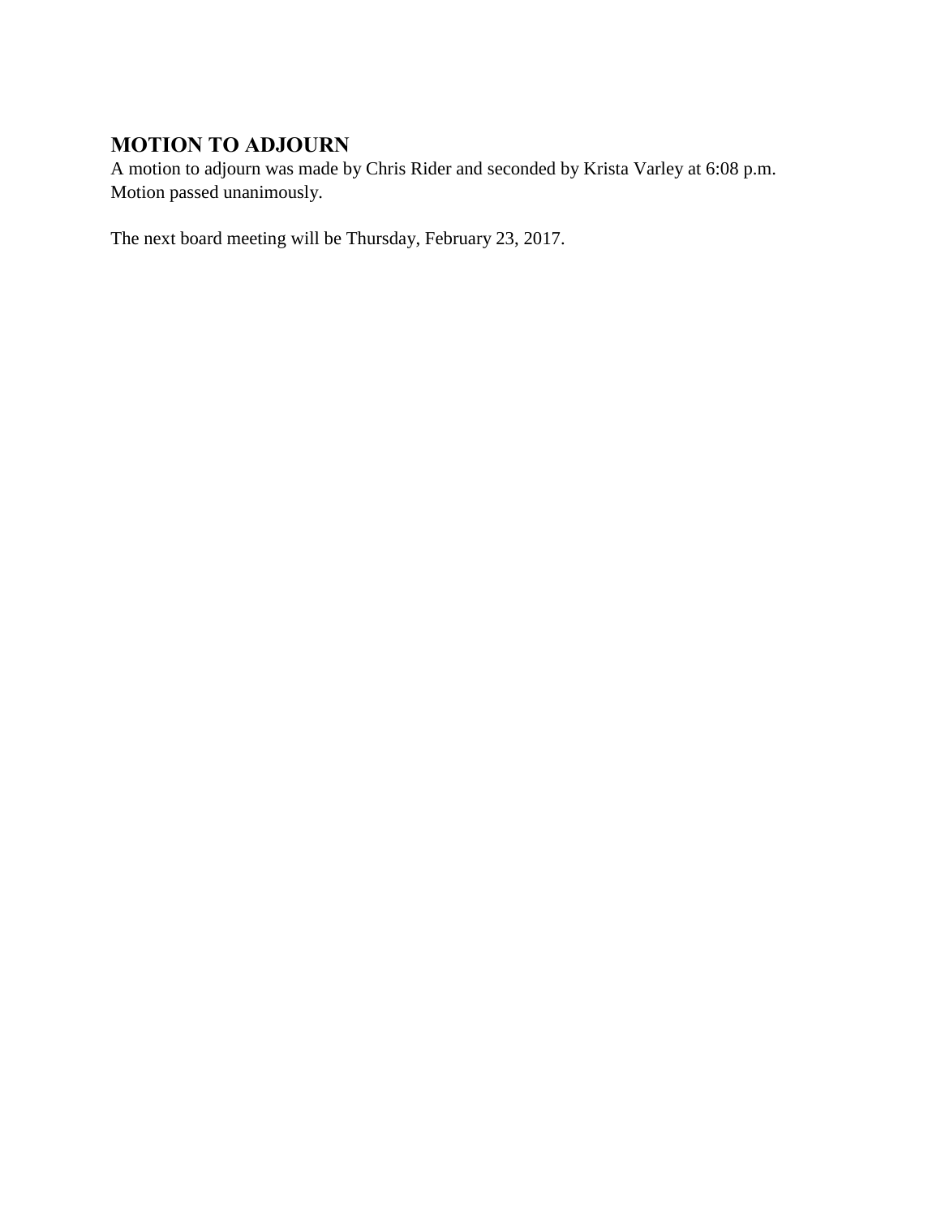## MOTION TO ADJOURN

A motion to adjourn was made by Chris Rider and seconded by Krista Varley at 6:08 p.m. Motion passed unanimously.

The next board meeting will be Thursday, February 23, 2017.